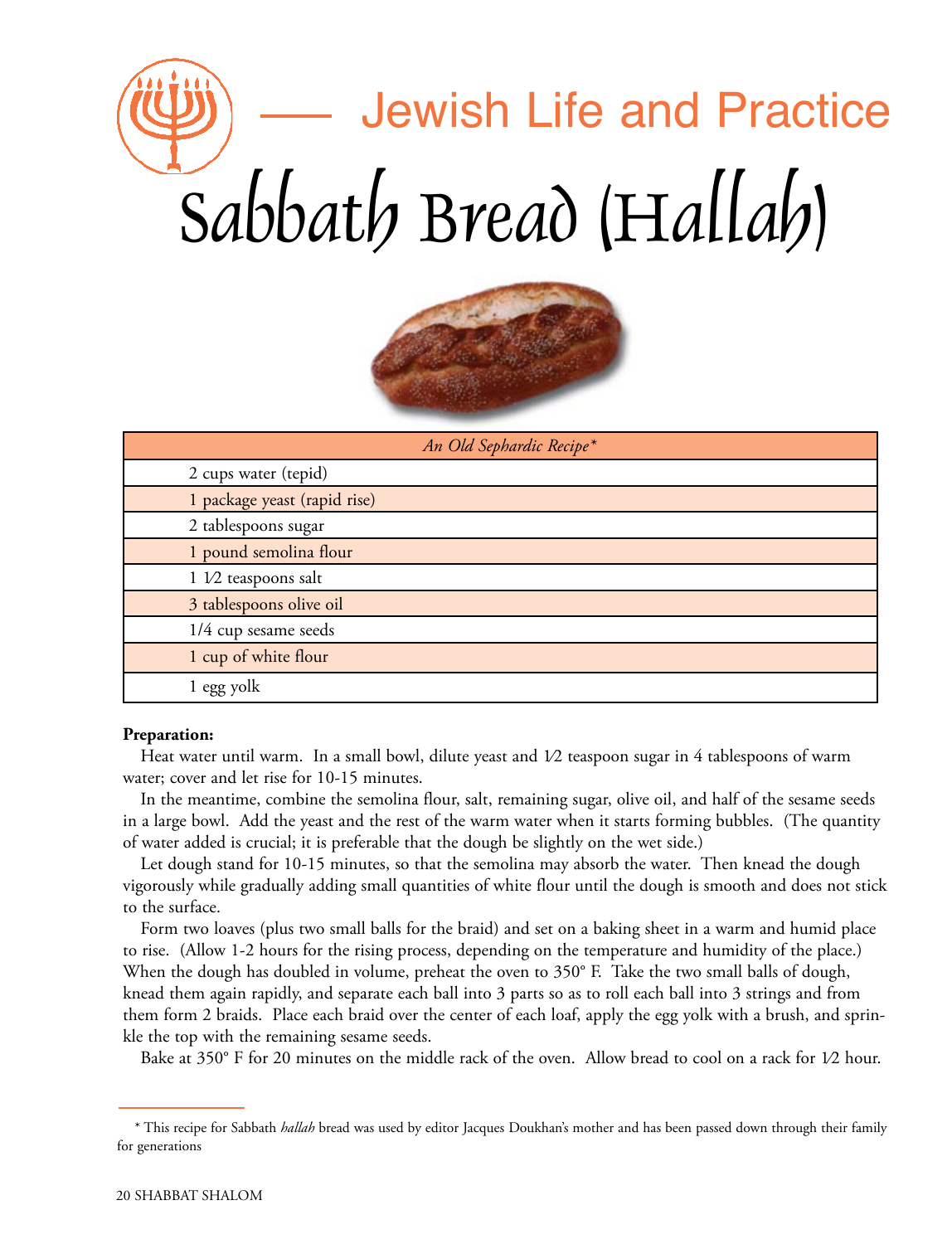Jewish Life and Practice

# Sabbath Bread (Hallah)

| *An Old Sephardic Recipe** |
|---|
| 2 cups water (tepid) |
| 1 package yeast (rapid rise) |
| 2 tablespoons sugar |
| 1 pound semolina flour |
| 1 1⁄2 teaspoons salt |
| 3 tablespoons olive oil |
| 1/4 cup sesame seeds |
| 1 cup of white flour |
| 1 egg yolk |

**Preparation:**

Heat water until warm. In a small bowl, dilute yeast and 1⁄2 teaspoon sugar in 4 tablespoons of warm water; cover and let rise for 10-15 minutes.

In the meantime, combine the semolina flour, salt, remaining sugar, olive oil, and half of the sesame seeds in a large bowl. Add the yeast and the rest of the warm water when it starts forming bubbles. (The quantity of water added is crucial; it is preferable that the dough be slightly on the wet side.)

Let dough stand for 10-15 minutes, so that the semolina may absorb the water. Then knead the dough vigorously while gradually adding small quantities of white flour until the dough is smooth and does not stick to the surface.

Form two loaves (plus two small balls for the braid) and set on a baking sheet in a warm and humid place to rise. (Allow 1-2 hours for the rising process, depending on the temperature and humidity of the place.) When the dough has doubled in volume, preheat the oven to 350° F. Take the two small balls of dough, knead them again rapidly, and separate each ball into 3 parts so as to roll each ball into 3 strings and from them form 2 braids. Place each braid over the center of each loaf, apply the egg yolk with a brush, and sprinkle the top with the remaining sesame seeds.

Bake at 350° F for 20 minutes on the middle rack of the oven. Allow bread to cool on a rack for 1⁄2 hour.

* This recipe for Sabbath *hallah* bread was used by editor Jacques Doukhan's mother and has been passed down through their family for generations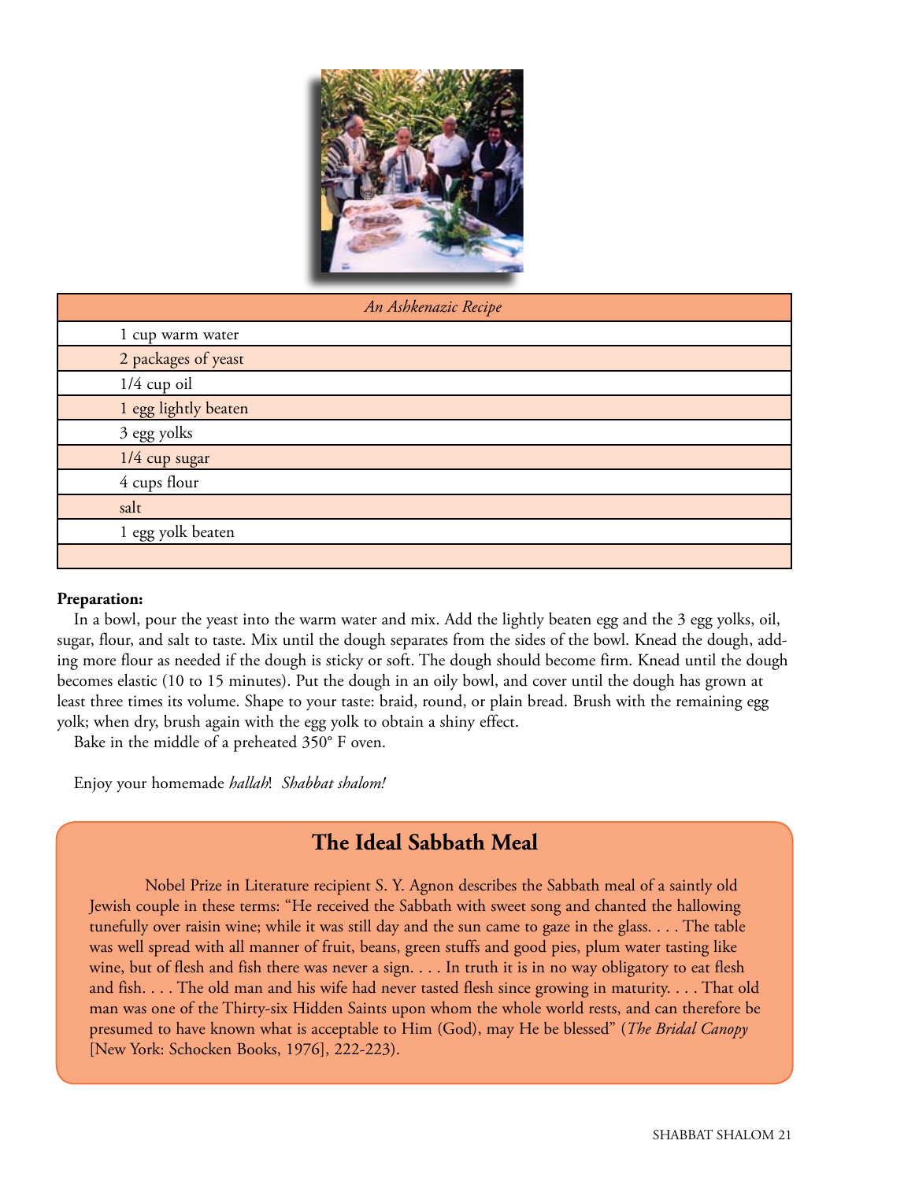| An Ashkenazic Recipe |
|---|
| 1 cup warm water |
| 2 packages of yeast |
| 1/4 cup oil |
| 1 egg lightly beaten |
| 3 egg yolks |
| 1/4 cup sugar |
| 4 cups flour |
| salt |
| 1 egg yolk beaten |
| |

**Preparation:**

In a bowl, pour the yeast into the warm water and mix. Add the lightly beaten egg and the 3 egg yolks, oil, sugar, flour, and salt to taste. Mix until the dough separates from the sides of the bowl. Knead the dough, adding more flour as needed if the dough is sticky or soft. The dough should become firm. Knead until the dough becomes elastic (10 to 15 minutes). Put the dough in an oily bowl, and cover until the dough has grown at least three times its volume. Shape to your taste: braid, round, or plain bread. Brush with the remaining egg yolk; when dry, brush again with the egg yolk to obtain a shiny effect.

Bake in the middle of a preheated 350° F oven.

Enjoy your homemade *hallah*! *Shabbat shalom!*

## The Ideal Sabbath Meal

Nobel Prize in Literature recipient S. Y. Agnon describes the Sabbath meal of a saintly old Jewish couple in these terms: "He received the Sabbath with sweet song and chanted the hallowing tunefully over raisin wine; while it was still day and the sun came to gaze in the glass. . . . The table was well spread with all manner of fruit, beans, green stuffs and good pies, plum water tasting like wine, but of flesh and fish there was never a sign. . . . In truth it is in no way obligatory to eat flesh and fish. . . . The old man and his wife had never tasted flesh since growing in maturity. . . . That old man was one of the Thirty-six Hidden Saints upon whom the whole world rests, and can therefore be presumed to have known what is acceptable to Him (God), may He be blessed" (*The Bridal Canopy* [New York: Schocken Books, 1976], 222-223).